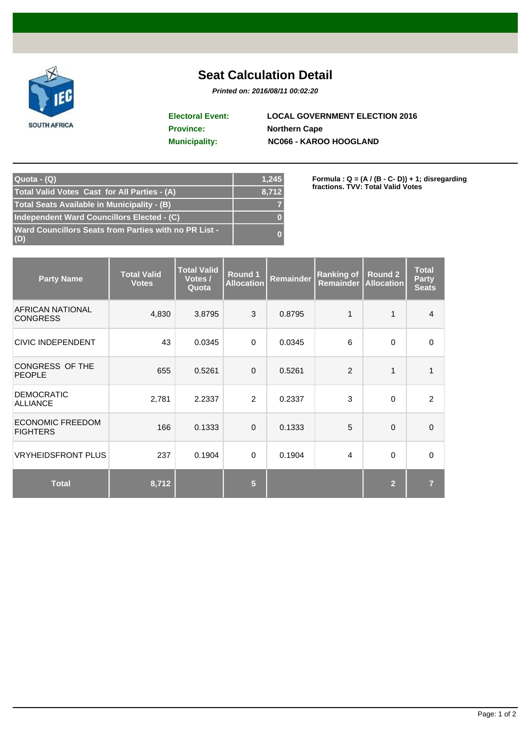# Seat Calculation Detail

***Printed on: 2016/08/11 00:02:20***

**Electoral Event:** LOCAL GOVERNMENT ELECTION 2016
**Province:** Northern Cape
**Municipality:** NC066 - KAROO HOOGLAND

| | |
|---|---|
| Quota - (Q) | 1,245 |
| Total Valid Votes Cast for All Parties - (A) | 8,712 |
| Total Seats Available in Municipality - (B) | 7 |
| Independent Ward Councillors Elected - (C) | 0 |
| Ward Councillors Seats from Parties with no PR List - (D) | 0 |

**Formula : Q = (A / (B - C- D)) + 1; disregarding fractions. TVV: Total Valid Votes**

| Party Name | Total Valid Votes | Total Valid Votes / Quota | Round 1 Allocation | Remainder | Ranking of Remainder | Round 2 Allocation | Total Party Seats |
|---|---|---|---|---|---|---|---|
| AFRICAN NATIONAL CONGRESS | 4,830 | 3.8795 | 3 | 0.8795 | 1 | 1 | 4 |
| CIVIC INDEPENDENT | 43 | 0.0345 | 0 | 0.0345 | 6 | 0 | 0 |
| CONGRESS OF THE PEOPLE | 655 | 0.5261 | 0 | 0.5261 | 2 | 1 | 1 |
| DEMOCRATIC ALLIANCE | 2,781 | 2.2337 | 2 | 0.2337 | 3 | 0 | 2 |
| ECONOMIC FREEDOM FIGHTERS | 166 | 0.1333 | 0 | 0.1333 | 5 | 0 | 0 |
| VRYHEIDSFRONT PLUS | 237 | 0.1904 | 0 | 0.1904 | 4 | 0 | 0 |
| **Total** | **8,712** | | **5** | | | **2** | **7** |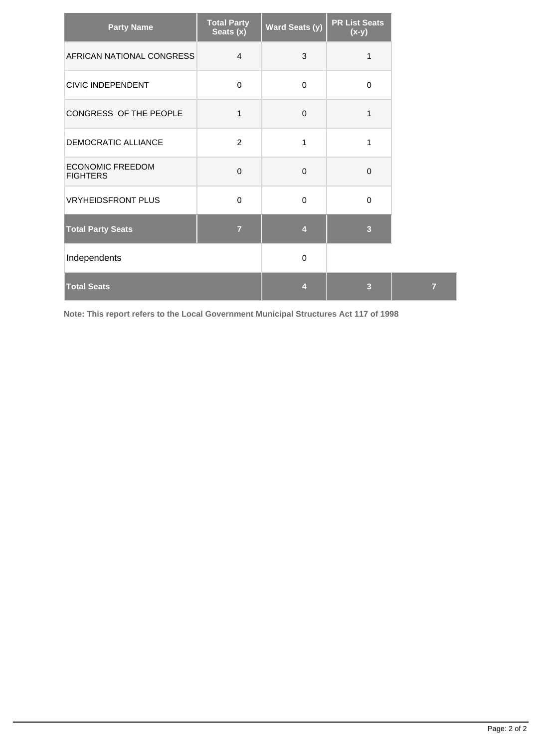| Party Name | Total Party Seats (x) | Ward Seats (y) | PR List Seats (x-y) | |
|---|---|---|---|---|
| AFRICAN NATIONAL CONGRESS | 4 | 3 | 1 | |
| CIVIC INDEPENDENT | 0 | 0 | 0 | |
| CONGRESS OF THE PEOPLE | 1 | 0 | 1 | |
| DEMOCRATIC ALLIANCE | 2 | 1 | 1 | |
| ECONOMIC FREEDOM FIGHTERS | 0 | 0 | 0 | |
| VRYHEIDSFRONT PLUS | 0 | 0 | 0 | |
| **Total Party Seats** | **7** | **4** | **3** | |
| Independents | | 0 | | |
| **Total Seats** | | **4** | **3** | **7** |

**Note: This report refers to the Local Government Municipal Structures Act 117 of 1998**